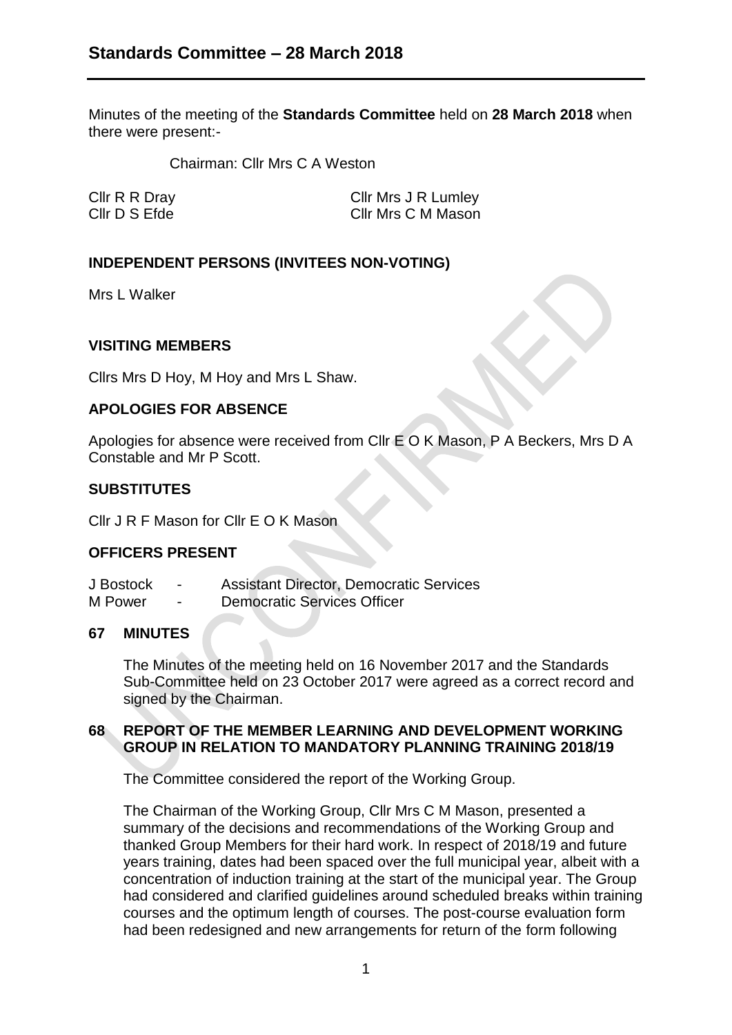# Standards Committee – 28 March 2018

Minutes of the meeting of the **Standards Committee** held on **28 March 2018** when there were present:-

Chairman: Cllr Mrs C A Weston

Cllr R R Dray
Cllr D S Efde
Cllr Mrs J R Lumley
Cllr Mrs C M Mason

## INDEPENDENT PERSONS (INVITEES NON-VOTING)

Mrs L Walker

## VISITING MEMBERS

Cllrs Mrs D Hoy, M Hoy and Mrs L Shaw.

## APOLOGIES FOR ABSENCE

Apologies for absence were received from Cllr E O K Mason, P A Beckers, Mrs D A Constable and Mr P Scott.

## SUBSTITUTES

Cllr J R F Mason for Cllr E O K Mason

## OFFICERS PRESENT

J Bostock - Assistant Director, Democratic Services
M Power - Democratic Services Officer

## 67 MINUTES

The Minutes of the meeting held on 16 November 2017 and the Standards Sub-Committee held on 23 October 2017 were agreed as a correct record and signed by the Chairman.

## 68 REPORT OF THE MEMBER LEARNING AND DEVELOPMENT WORKING GROUP IN RELATION TO MANDATORY PLANNING TRAINING 2018/19

The Committee considered the report of the Working Group.

The Chairman of the Working Group, Cllr Mrs C M Mason, presented a summary of the decisions and recommendations of the Working Group and thanked Group Members for their hard work. In respect of 2018/19 and future years training, dates had been spaced over the full municipal year, albeit with a concentration of induction training at the start of the municipal year. The Group had considered and clarified guidelines around scheduled breaks within training courses and the optimum length of courses. The post-course evaluation form had been redesigned and new arrangements for return of the form following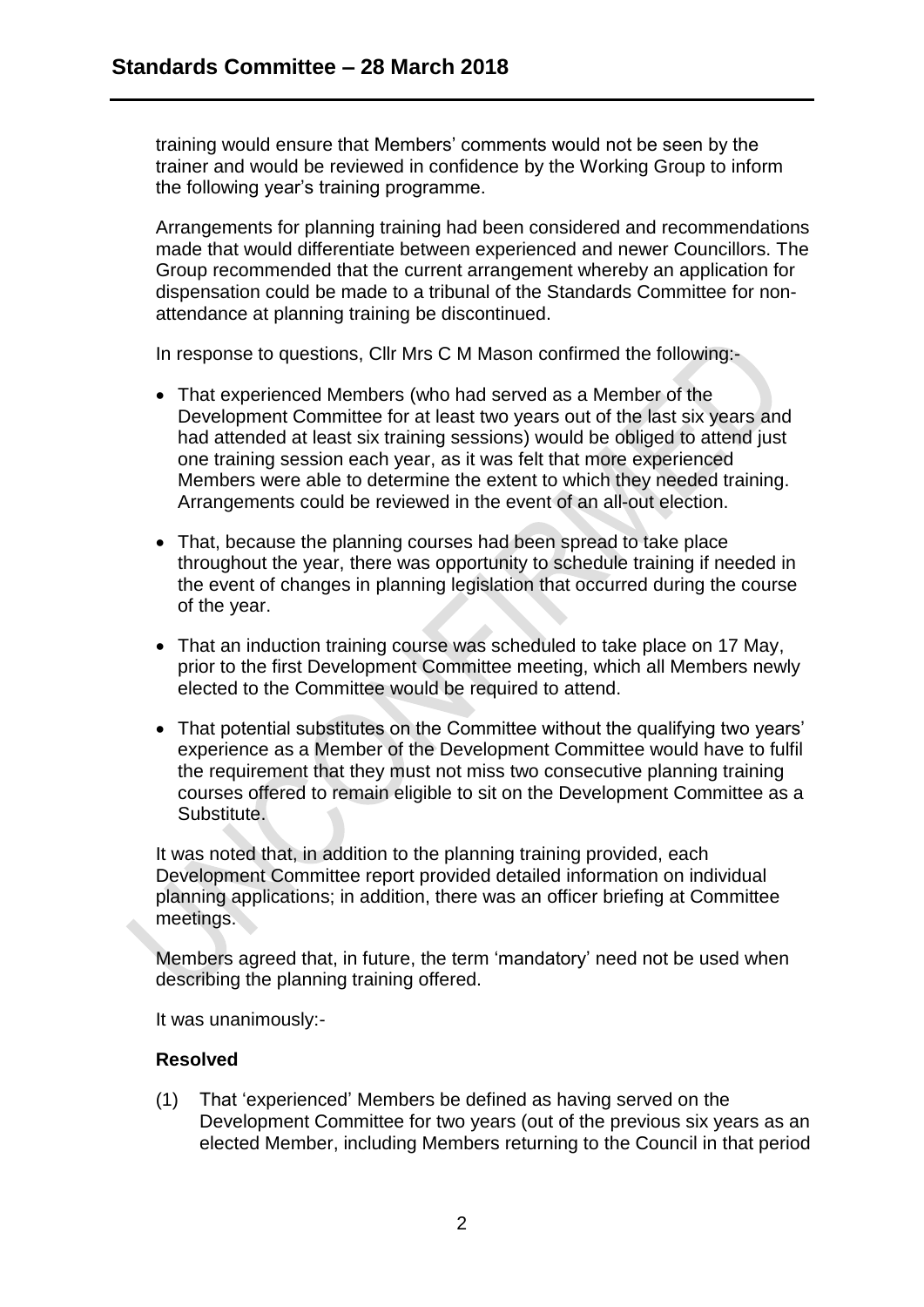training would ensure that Members' comments would not be seen by the trainer and would be reviewed in confidence by the Working Group to inform the following year's training programme.

Arrangements for planning training had been considered and recommendations made that would differentiate between experienced and newer Councillors. The Group recommended that the current arrangement whereby an application for dispensation could be made to a tribunal of the Standards Committee for non-attendance at planning training be discontinued.

In response to questions, Cllr Mrs C M Mason confirmed the following:-

- That experienced Members (who had served as a Member of the Development Committee for at least two years out of the last six years and had attended at least six training sessions) would be obliged to attend just one training session each year, as it was felt that more experienced Members were able to determine the extent to which they needed training. Arrangements could be reviewed in the event of an all-out election.
- That, because the planning courses had been spread to take place throughout the year, there was opportunity to schedule training if needed in the event of changes in planning legislation that occurred during the course of the year.
- That an induction training course was scheduled to take place on 17 May, prior to the first Development Committee meeting, which all Members newly elected to the Committee would be required to attend.
- That potential substitutes on the Committee without the qualifying two years' experience as a Member of the Development Committee would have to fulfil the requirement that they must not miss two consecutive planning training courses offered to remain eligible to sit on the Development Committee as a Substitute.

It was noted that, in addition to the planning training provided, each Development Committee report provided detailed information on individual planning applications; in addition, there was an officer briefing at Committee meetings.

Members agreed that, in future, the term 'mandatory' need not be used when describing the planning training offered.

It was unanimously:-

**Resolved**

(1) That 'experienced' Members be defined as having served on the Development Committee for two years (out of the previous six years as an elected Member, including Members returning to the Council in that period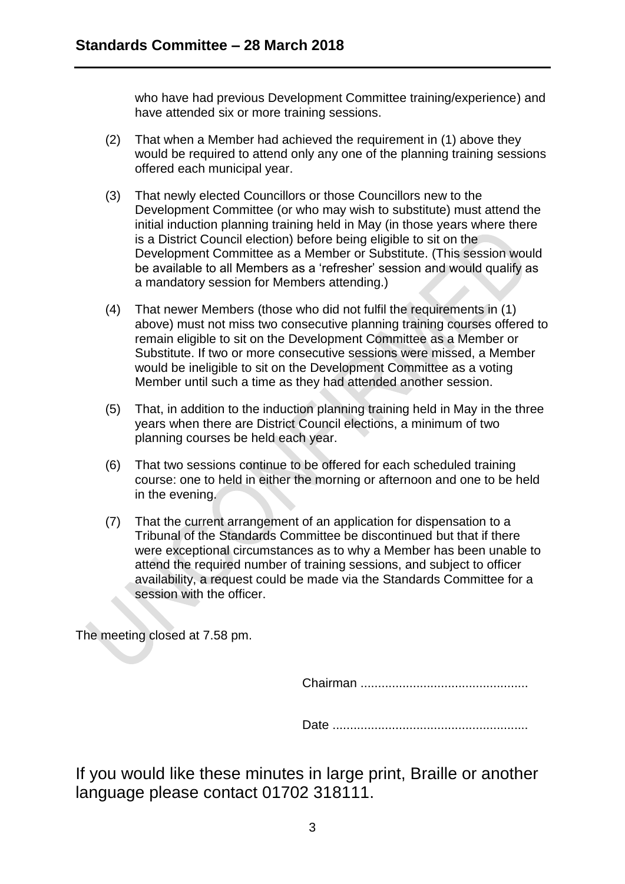who have had previous Development Committee training/experience) and have attended six or more training sessions.

(2) That when a Member had achieved the requirement in (1) above they would be required to attend only any one of the planning training sessions offered each municipal year.

(3) That newly elected Councillors or those Councillors new to the Development Committee (or who may wish to substitute) must attend the initial induction planning training held in May (in those years where there is a District Council election) before being eligible to sit on the Development Committee as a Member or Substitute. (This session would be available to all Members as a 'refresher' session and would qualify as a mandatory session for Members attending.)

(4) That newer Members (those who did not fulfil the requirements in (1) above) must not miss two consecutive planning training courses offered to remain eligible to sit on the Development Committee as a Member or Substitute. If two or more consecutive sessions were missed, a Member would be ineligible to sit on the Development Committee as a voting Member until such a time as they had attended another session.

(5) That, in addition to the induction planning training held in May in the three years when there are District Council elections, a minimum of two planning courses be held each year.

(6) That two sessions continue to be offered for each scheduled training course: one to held in either the morning or afternoon and one to be held in the evening.

(7) That the current arrangement of an application for dispensation to a Tribunal of the Standards Committee be discontinued but that if there were exceptional circumstances as to why a Member has been unable to attend the required number of training sessions, and subject to officer availability, a request could be made via the Standards Committee for a session with the officer.

The meeting closed at 7.58 pm.

Chairman ...............................................

Date .......................................................

If you would like these minutes in large print, Braille or another language please contact 01702 318111.